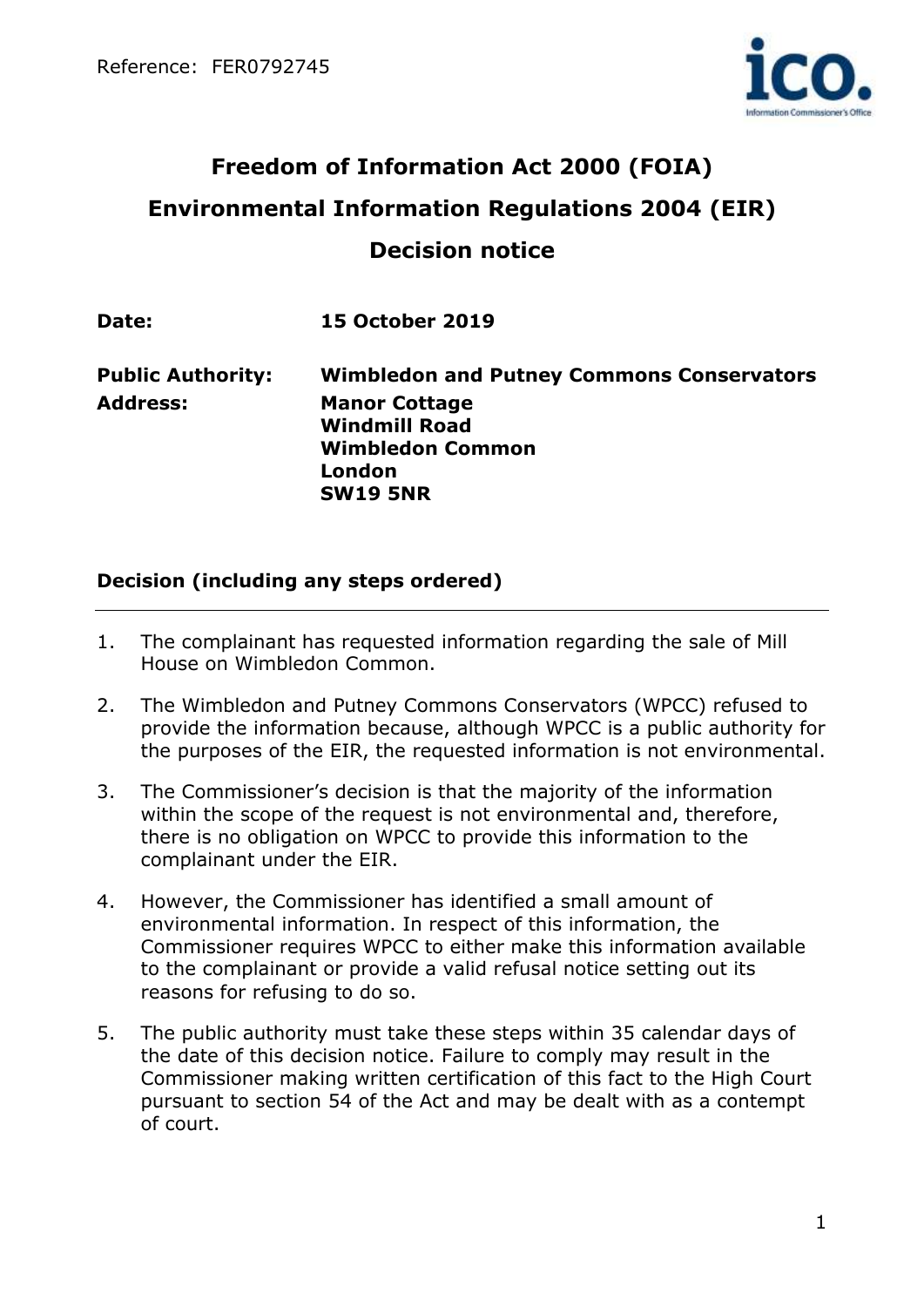Reference: FER0792745

# Freedom of Information Act 2000 (FOIA)

# Environmental Information Regulations 2004 (EIR)

# Decision notice

|   |   |
|---|---|
| **Date:** | **15 October 2019** |
| **Public Authority:** | **Wimbledon and Putney Commons Conservators** |
| **Address:** | **Manor Cottage<br>Windmill Road<br>Wimbledon Common<br>London<br>SW19 5NR** |

## Decision (including any steps ordered)

1. The complainant has requested information regarding the sale of Mill House on Wimbledon Common.

2. The Wimbledon and Putney Commons Conservators (WPCC) refused to provide the information because, although WPCC is a public authority for the purposes of the EIR, the requested information is not environmental.

3. The Commissioner's decision is that the majority of the information within the scope of the request is not environmental and, therefore, there is no obligation on WPCC to provide this information to the complainant under the EIR.

4. However, the Commissioner has identified a small amount of environmental information. In respect of this information, the Commissioner requires WPCC to either make this information available to the complainant or provide a valid refusal notice setting out its reasons for refusing to do so.

5. The public authority must take these steps within 35 calendar days of the date of this decision notice. Failure to comply may result in the Commissioner making written certification of this fact to the High Court pursuant to section 54 of the Act and may be dealt with as a contempt of court.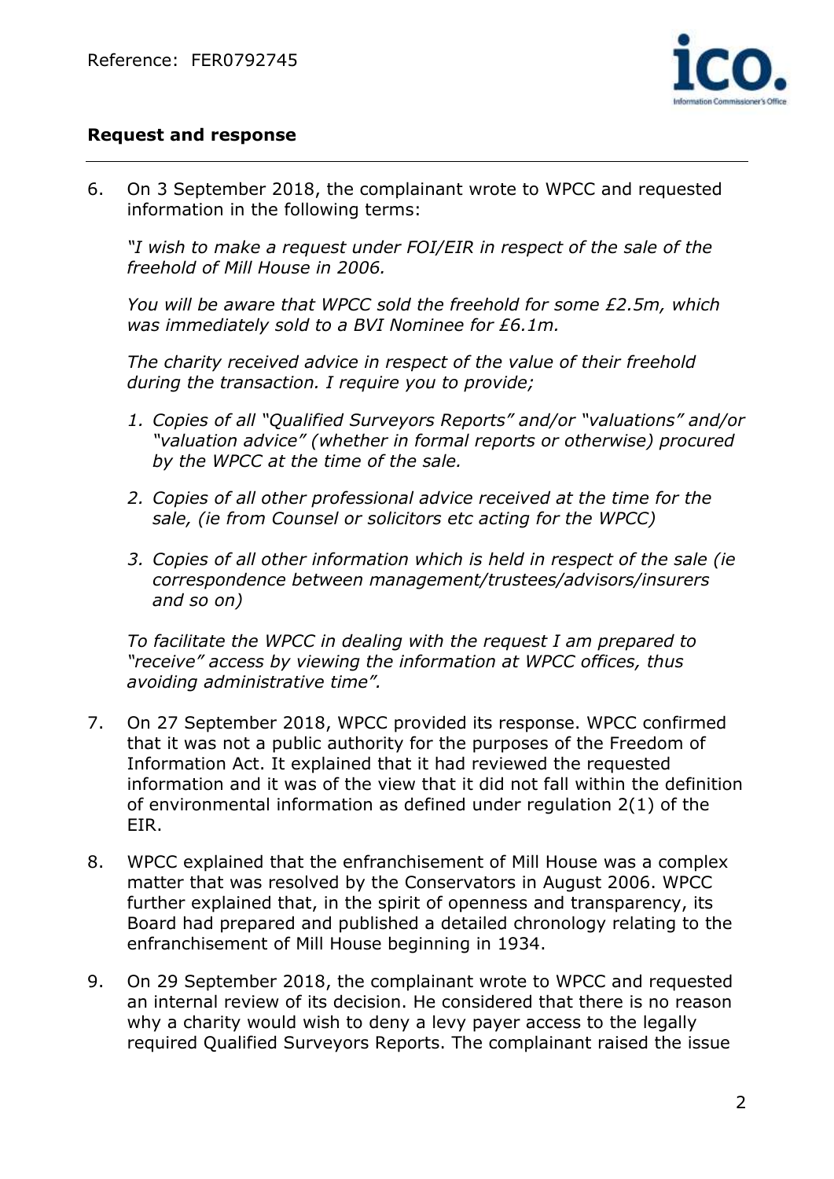## Request and response

6. On 3 September 2018, the complainant wrote to WPCC and requested information in the following terms:

   *"I wish to make a request under FOI/EIR in respect of the sale of the freehold of Mill House in 2006.*

   *You will be aware that WPCC sold the freehold for some £2.5m, which was immediately sold to a BVI Nominee for £6.1m.*

   *The charity received advice in respect of the value of their freehold during the transaction. I require you to provide;*

   1. *Copies of all "Qualified Surveyors Reports" and/or "valuations" and/or "valuation advice" (whether in formal reports or otherwise) procured by the WPCC at the time of the sale.*
   2. *Copies of all other professional advice received at the time for the sale, (ie from Counsel or solicitors etc acting for the WPCC)*
   3. *Copies of all other information which is held in respect of the sale (ie correspondence between management/trustees/advisors/insurers and so on)*

   *To facilitate the WPCC in dealing with the request I am prepared to "receive" access by viewing the information at WPCC offices, thus avoiding administrative time".*

7. On 27 September 2018, WPCC provided its response. WPCC confirmed that it was not a public authority for the purposes of the Freedom of Information Act. It explained that it had reviewed the requested information and it was of the view that it did not fall within the definition of environmental information as defined under regulation 2(1) of the EIR.

8. WPCC explained that the enfranchisement of Mill House was a complex matter that was resolved by the Conservators in August 2006. WPCC further explained that, in the spirit of openness and transparency, its Board had prepared and published a detailed chronology relating to the enfranchisement of Mill House beginning in 1934.

9. On 29 September 2018, the complainant wrote to WPCC and requested an internal review of its decision. He considered that there is no reason why a charity would wish to deny a levy payer access to the legally required Qualified Surveyors Reports. The complainant raised the issue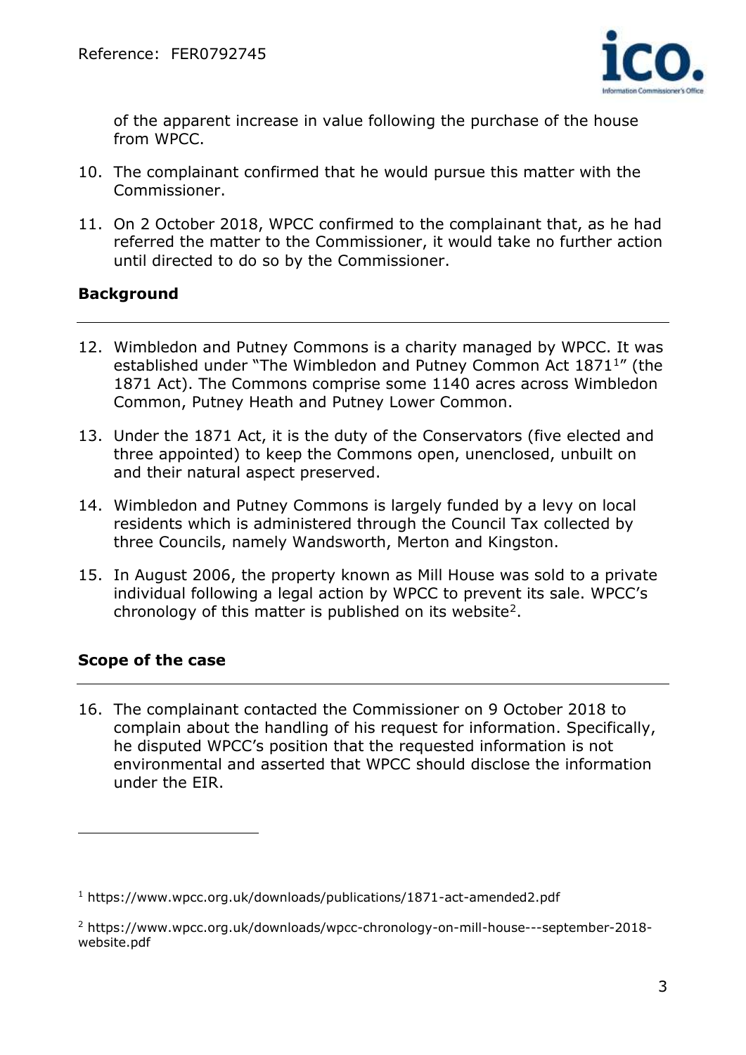of the apparent increase in value following the purchase of the house from WPCC.

10. The complainant confirmed that he would pursue this matter with the Commissioner.

11. On 2 October 2018, WPCC confirmed to the complainant that, as he had referred the matter to the Commissioner, it would take no further action until directed to do so by the Commissioner.

## Background

12. Wimbledon and Putney Commons is a charity managed by WPCC. It was established under "The Wimbledon and Putney Common Act 1871[1]" (the 1871 Act). The Commons comprise some 1140 acres across Wimbledon Common, Putney Heath and Putney Lower Common.

13. Under the 1871 Act, it is the duty of the Conservators (five elected and three appointed) to keep the Commons open, unenclosed, unbuilt on and their natural aspect preserved.

14. Wimbledon and Putney Commons is largely funded by a levy on local residents which is administered through the Council Tax collected by three Councils, namely Wandsworth, Merton and Kingston.

15. In August 2006, the property known as Mill House was sold to a private individual following a legal action by WPCC to prevent its sale. WPCC's chronology of this matter is published on its website[2].

## Scope of the case

16. The complainant contacted the Commissioner on 9 October 2018 to complain about the handling of his request for information. Specifically, he disputed WPCC's position that the requested information is not environmental and asserted that WPCC should disclose the information under the EIR.

---

[1] https://www.wpcc.org.uk/downloads/publications/1871-act-amended2.pdf

[2] https://www.wpcc.org.uk/downloads/wpcc-chronology-on-mill-house---september-2018-website.pdf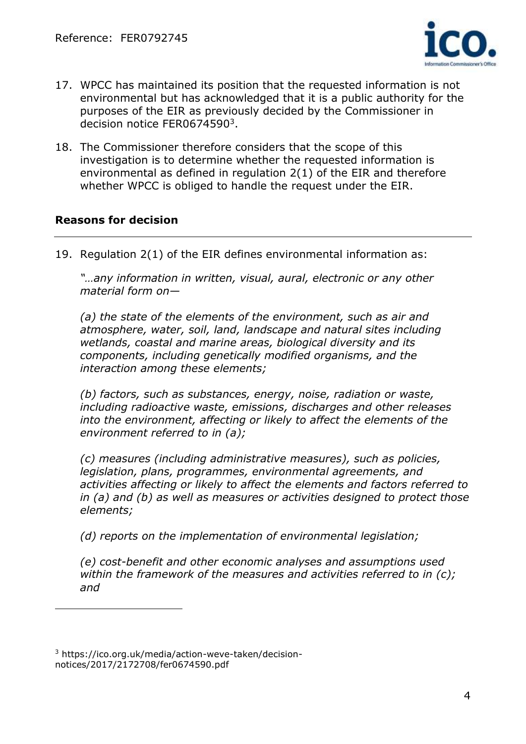17. WPCC has maintained its position that the requested information is not environmental but has acknowledged that it is a public authority for the purposes of the EIR as previously decided by the Commissioner in decision notice FER0674590[3].

18. The Commissioner therefore considers that the scope of this investigation is to determine whether the requested information is environmental as defined in regulation 2(1) of the EIR and therefore whether WPCC is obliged to handle the request under the EIR.

## Reasons for decision

19. Regulation 2(1) of the EIR defines environmental information as:

*"…any information in written, visual, aural, electronic or any other material form on—*

*(a) the state of the elements of the environment, such as air and atmosphere, water, soil, land, landscape and natural sites including wetlands, coastal and marine areas, biological diversity and its components, including genetically modified organisms, and the interaction among these elements;*

*(b) factors, such as substances, energy, noise, radiation or waste, including radioactive waste, emissions, discharges and other releases into the environment, affecting or likely to affect the elements of the environment referred to in (a);*

*(c) measures (including administrative measures), such as policies, legislation, plans, programmes, environmental agreements, and activities affecting or likely to affect the elements and factors referred to in (a) and (b) as well as measures or activities designed to protect those elements;*

*(d) reports on the implementation of environmental legislation;*

*(e) cost-benefit and other economic analyses and assumptions used within the framework of the measures and activities referred to in (c); and*

---

[3] https://ico.org.uk/media/action-weve-taken/decision-notices/2017/2172708/fer0674590.pdf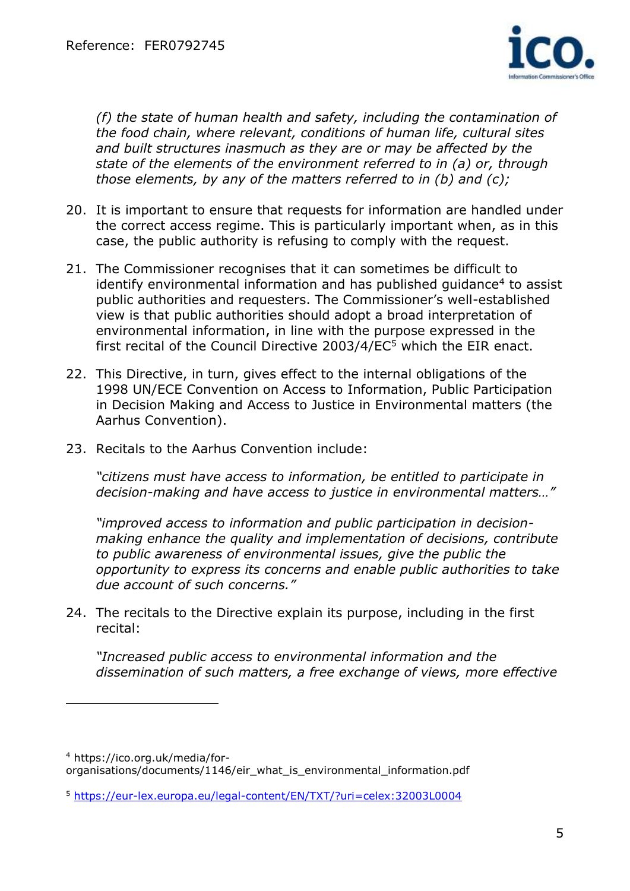*(f) the state of human health and safety, including the contamination of the food chain, where relevant, conditions of human life, cultural sites and built structures inasmuch as they are or may be affected by the state of the elements of the environment referred to in (a) or, through those elements, by any of the matters referred to in (b) and (c);*

20. It is important to ensure that requests for information are handled under the correct access regime. This is particularly important when, as in this case, the public authority is refusing to comply with the request.

21. The Commissioner recognises that it can sometimes be difficult to identify environmental information and has published guidance[4] to assist public authorities and requesters. The Commissioner's well-established view is that public authorities should adopt a broad interpretation of environmental information, in line with the purpose expressed in the first recital of the Council Directive 2003/4/EC[5] which the EIR enact.

22. This Directive, in turn, gives effect to the internal obligations of the 1998 UN/ECE Convention on Access to Information, Public Participation in Decision Making and Access to Justice in Environmental matters (the Aarhus Convention).

23. Recitals to the Aarhus Convention include:

    *"citizens must have access to information, be entitled to participate in decision-making and have access to justice in environmental matters…"*

    *"improved access to information and public participation in decision-making enhance the quality and implementation of decisions, contribute to public awareness of environmental issues, give the public the opportunity to express its concerns and enable public authorities to take due account of such concerns."*

24. The recitals to the Directive explain its purpose, including in the first recital:

    *"Increased public access to environmental information and the dissemination of such matters, a free exchange of views, more effective*

---

[4] https://ico.org.uk/media/for-organisations/documents/1146/eir_what_is_environmental_information.pdf

[5] https://eur-lex.europa.eu/legal-content/EN/TXT/?uri=celex:32003L0004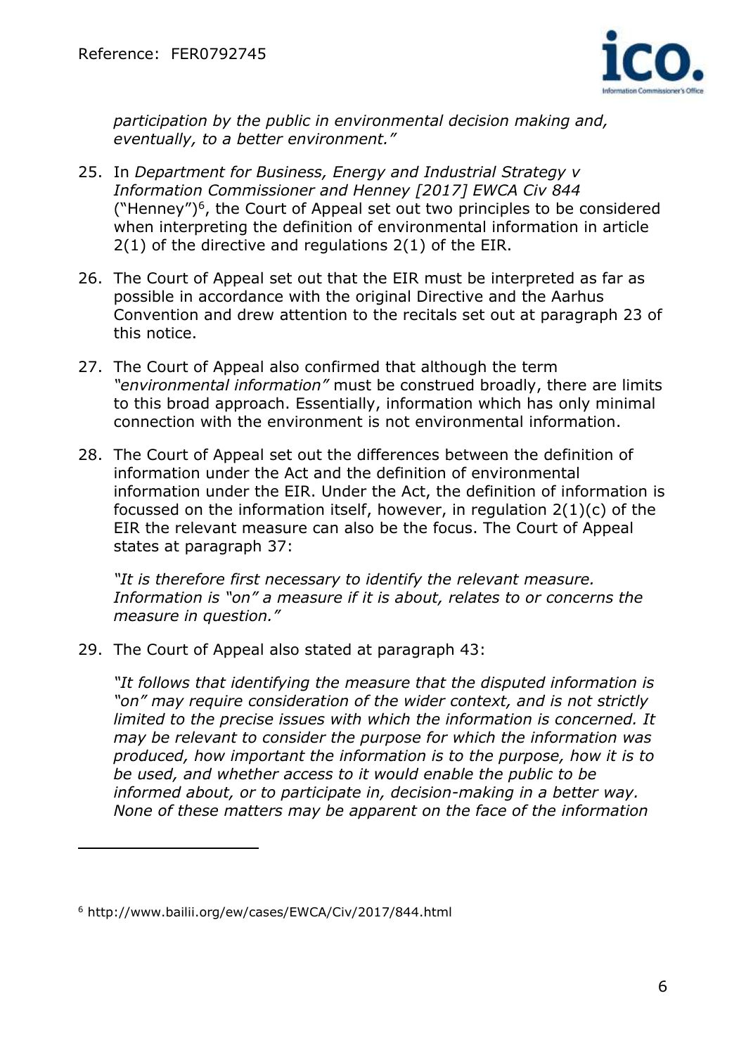*participation by the public in environmental decision making and, eventually, to a better environment."*

25. In *Department for Business, Energy and Industrial Strategy v Information Commissioner and Henney [2017] EWCA Civ 844* ("Henney")[6], the Court of Appeal set out two principles to be considered when interpreting the definition of environmental information in article 2(1) of the directive and regulations 2(1) of the EIR.

26. The Court of Appeal set out that the EIR must be interpreted as far as possible in accordance with the original Directive and the Aarhus Convention and drew attention to the recitals set out at paragraph 23 of this notice.

27. The Court of Appeal also confirmed that although the term *"environmental information"* must be construed broadly, there are limits to this broad approach. Essentially, information which has only minimal connection with the environment is not environmental information.

28. The Court of Appeal set out the differences between the definition of information under the Act and the definition of environmental information under the EIR. Under the Act, the definition of information is focussed on the information itself, however, in regulation 2(1)(c) of the EIR the relevant measure can also be the focus. The Court of Appeal states at paragraph 37:

    *"It is therefore first necessary to identify the relevant measure. Information is "on" a measure if it is about, relates to or concerns the measure in question."*

29. The Court of Appeal also stated at paragraph 43:

    *"It follows that identifying the measure that the disputed information is "on" may require consideration of the wider context, and is not strictly limited to the precise issues with which the information is concerned. It may be relevant to consider the purpose for which the information was produced, how important the information is to the purpose, how it is to be used, and whether access to it would enable the public to be informed about, or to participate in, decision-making in a better way. None of these matters may be apparent on the face of the information*

---

[6] http://www.bailii.org/ew/cases/EWCA/Civ/2017/844.html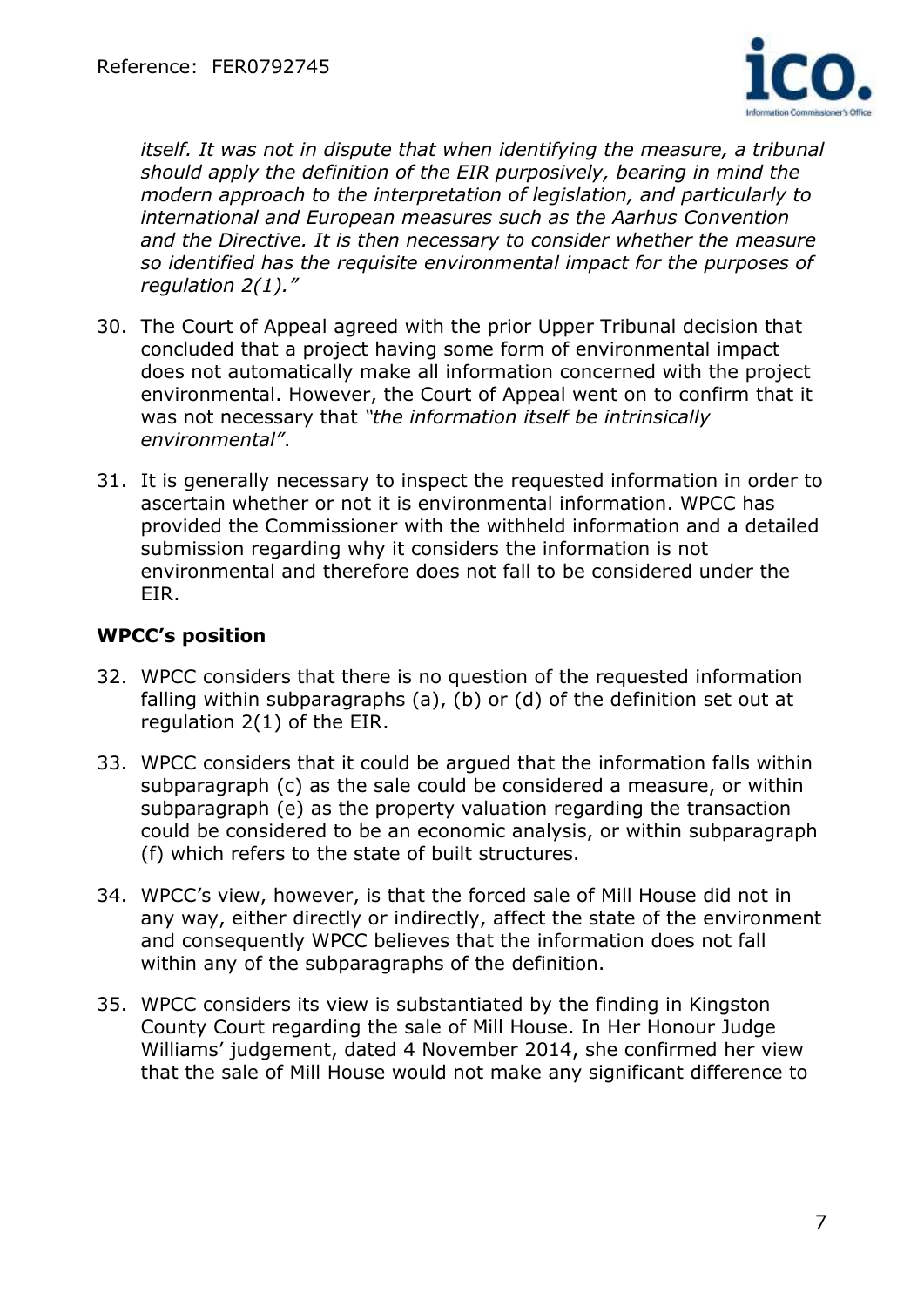*itself. It was not in dispute that when identifying the measure, a tribunal should apply the definition of the EIR purposively, bearing in mind the modern approach to the interpretation of legislation, and particularly to international and European measures such as the Aarhus Convention and the Directive. It is then necessary to consider whether the measure so identified has the requisite environmental impact for the purposes of regulation 2(1)."*

30. The Court of Appeal agreed with the prior Upper Tribunal decision that concluded that a project having some form of environmental impact does not automatically make all information concerned with the project environmental. However, the Court of Appeal went on to confirm that it was not necessary that *"the information itself be intrinsically environmental"*.

31. It is generally necessary to inspect the requested information in order to ascertain whether or not it is environmental information. WPCC has provided the Commissioner with the withheld information and a detailed submission regarding why it considers the information is not environmental and therefore does not fall to be considered under the EIR.

**WPCC's position**

32. WPCC considers that there is no question of the requested information falling within subparagraphs (a), (b) or (d) of the definition set out at regulation 2(1) of the EIR.

33. WPCC considers that it could be argued that the information falls within subparagraph (c) as the sale could be considered a measure, or within subparagraph (e) as the property valuation regarding the transaction could be considered to be an economic analysis, or within subparagraph (f) which refers to the state of built structures.

34. WPCC's view, however, is that the forced sale of Mill House did not in any way, either directly or indirectly, affect the state of the environment and consequently WPCC believes that the information does not fall within any of the subparagraphs of the definition.

35. WPCC considers its view is substantiated by the finding in Kingston County Court regarding the sale of Mill House. In Her Honour Judge Williams' judgement, dated 4 November 2014, she confirmed her view that the sale of Mill House would not make any significant difference to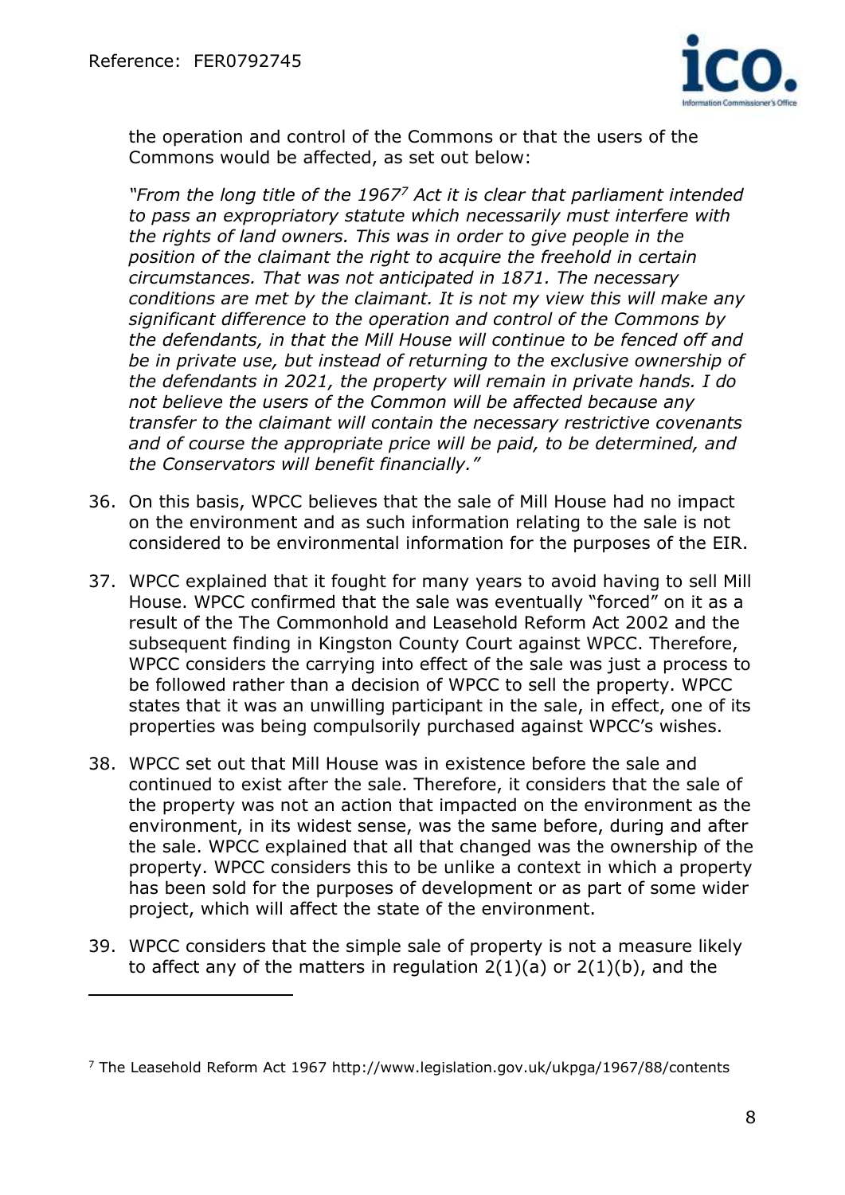the operation and control of the Commons or that the users of the Commons would be affected, as set out below:

*"From the long title of the 1967[7] Act it is clear that parliament intended to pass an expropriatory statute which necessarily must interfere with the rights of land owners. This was in order to give people in the position of the claimant the right to acquire the freehold in certain circumstances. That was not anticipated in 1871. The necessary conditions are met by the claimant. It is not my view this will make any significant difference to the operation and control of the Commons by the defendants, in that the Mill House will continue to be fenced off and be in private use, but instead of returning to the exclusive ownership of the defendants in 2021, the property will remain in private hands. I do not believe the users of the Common will be affected because any transfer to the claimant will contain the necessary restrictive covenants and of course the appropriate price will be paid, to be determined, and the Conservators will benefit financially."*

36. On this basis, WPCC believes that the sale of Mill House had no impact on the environment and as such information relating to the sale is not considered to be environmental information for the purposes of the EIR.

37. WPCC explained that it fought for many years to avoid having to sell Mill House. WPCC confirmed that the sale was eventually "forced" on it as a result of the The Commonhold and Leasehold Reform Act 2002 and the subsequent finding in Kingston County Court against WPCC. Therefore, WPCC considers the carrying into effect of the sale was just a process to be followed rather than a decision of WPCC to sell the property. WPCC states that it was an unwilling participant in the sale, in effect, one of its properties was being compulsorily purchased against WPCC's wishes.

38. WPCC set out that Mill House was in existence before the sale and continued to exist after the sale. Therefore, it considers that the sale of the property was not an action that impacted on the environment as the environment, in its widest sense, was the same before, during and after the sale. WPCC explained that all that changed was the ownership of the property. WPCC considers this to be unlike a context in which a property has been sold for the purposes of development or as part of some wider project, which will affect the state of the environment.

39. WPCC considers that the simple sale of property is not a measure likely to affect any of the matters in regulation 2(1)(a) or 2(1)(b), and the

---

[7] The Leasehold Reform Act 1967 http://www.legislation.gov.uk/ukpga/1967/88/contents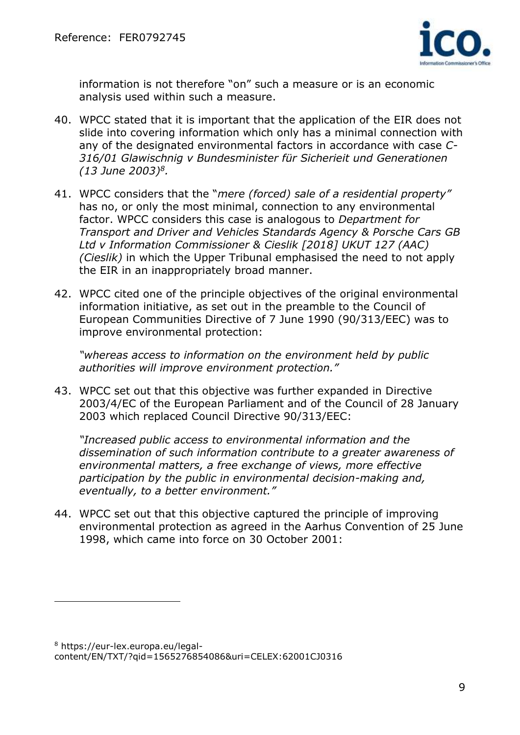information is not therefore "on" such a measure or is an economic analysis used within such a measure.

40. WPCC stated that it is important that the application of the EIR does not slide into covering information which only has a minimal connection with any of the designated environmental factors in accordance with case *C-316/01 Glawischnig v Bundesminister für Sicherieit und Generationen (13 June 2003)*[8].

41. WPCC considers that the "*mere (forced) sale of a residential property"* has no, or only the most minimal, connection to any environmental factor. WPCC considers this case is analogous to *Department for Transport and Driver and Vehicles Standards Agency & Porsche Cars GB Ltd v Information Commissioner & Cieslik [2018] UKUT 127 (AAC) (Cieslik)* in which the Upper Tribunal emphasised the need to not apply the EIR in an inappropriately broad manner.

42. WPCC cited one of the principle objectives of the original environmental information initiative, as set out in the preamble to the Council of European Communities Directive of 7 June 1990 (90/313/EEC) was to improve environmental protection:

    *"whereas access to information on the environment held by public authorities will improve environment protection."*

43. WPCC set out that this objective was further expanded in Directive 2003/4/EC of the European Parliament and of the Council of 28 January 2003 which replaced Council Directive 90/313/EEC:

    *"Increased public access to environmental information and the dissemination of such information contribute to a greater awareness of environmental matters, a free exchange of views, more effective participation by the public in environmental decision-making and, eventually, to a better environment."*

44. WPCC set out that this objective captured the principle of improving environmental protection as agreed in the Aarhus Convention of 25 June 1998, which came into force on 30 October 2001:

---

[8] https://eur-lex.europa.eu/legal-content/EN/TXT/?qid=1565276854086&uri=CELEX:62001CJ0316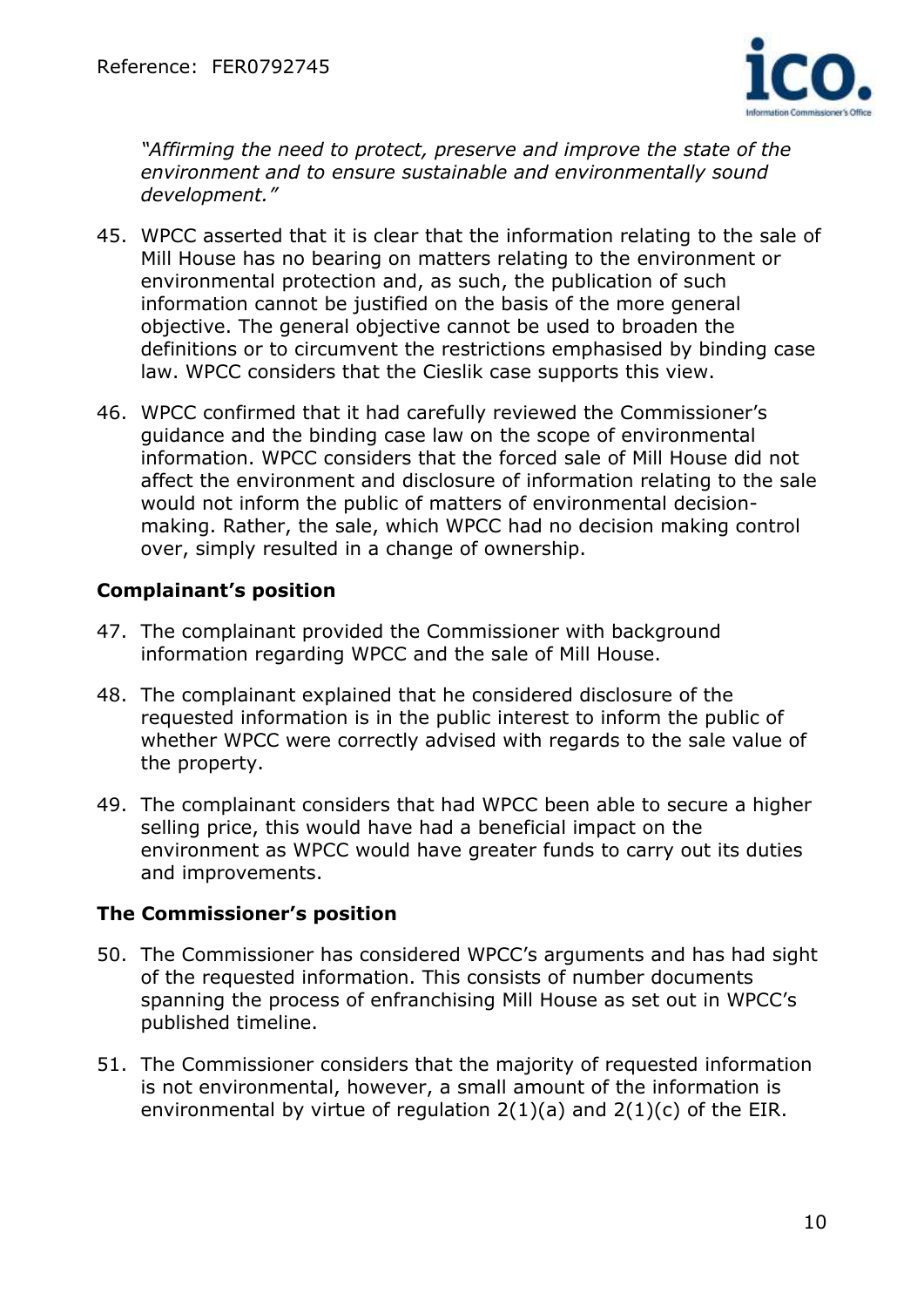*"Affirming the need to protect, preserve and improve the state of the environment and to ensure sustainable and environmentally sound development."*

45. WPCC asserted that it is clear that the information relating to the sale of Mill House has no bearing on matters relating to the environment or environmental protection and, as such, the publication of such information cannot be justified on the basis of the more general objective. The general objective cannot be used to broaden the definitions or to circumvent the restrictions emphasised by binding case law. WPCC considers that the Cieslik case supports this view.

46. WPCC confirmed that it had carefully reviewed the Commissioner's guidance and the binding case law on the scope of environmental information. WPCC considers that the forced sale of Mill House did not affect the environment and disclosure of information relating to the sale would not inform the public of matters of environmental decision-making. Rather, the sale, which WPCC had no decision making control over, simply resulted in a change of ownership.

### Complainant's position

47. The complainant provided the Commissioner with background information regarding WPCC and the sale of Mill House.

48. The complainant explained that he considered disclosure of the requested information is in the public interest to inform the public of whether WPCC were correctly advised with regards to the sale value of the property.

49. The complainant considers that had WPCC been able to secure a higher selling price, this would have had a beneficial impact on the environment as WPCC would have greater funds to carry out its duties and improvements.

### The Commissioner's position

50. The Commissioner has considered WPCC's arguments and has had sight of the requested information. This consists of number documents spanning the process of enfranchising Mill House as set out in WPCC's published timeline.

51. The Commissioner considers that the majority of requested information is not environmental, however, a small amount of the information is environmental by virtue of regulation 2(1)(a) and 2(1)(c) of the EIR.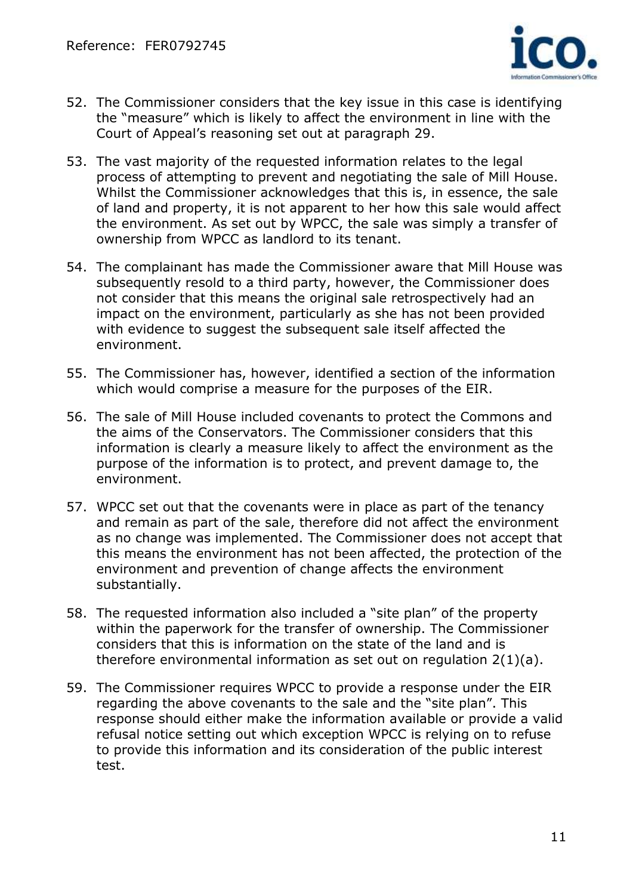52. The Commissioner considers that the key issue in this case is identifying the "measure" which is likely to affect the environment in line with the Court of Appeal's reasoning set out at paragraph 29.

53. The vast majority of the requested information relates to the legal process of attempting to prevent and negotiating the sale of Mill House. Whilst the Commissioner acknowledges that this is, in essence, the sale of land and property, it is not apparent to her how this sale would affect the environment. As set out by WPCC, the sale was simply a transfer of ownership from WPCC as landlord to its tenant.

54. The complainant has made the Commissioner aware that Mill House was subsequently resold to a third party, however, the Commissioner does not consider that this means the original sale retrospectively had an impact on the environment, particularly as she has not been provided with evidence to suggest the subsequent sale itself affected the environment.

55. The Commissioner has, however, identified a section of the information which would comprise a measure for the purposes of the EIR.

56. The sale of Mill House included covenants to protect the Commons and the aims of the Conservators. The Commissioner considers that this information is clearly a measure likely to affect the environment as the purpose of the information is to protect, and prevent damage to, the environment.

57. WPCC set out that the covenants were in place as part of the tenancy and remain as part of the sale, therefore did not affect the environment as no change was implemented. The Commissioner does not accept that this means the environment has not been affected, the protection of the environment and prevention of change affects the environment substantially.

58. The requested information also included a "site plan" of the property within the paperwork for the transfer of ownership. The Commissioner considers that this is information on the state of the land and is therefore environmental information as set out on regulation 2(1)(a).

59. The Commissioner requires WPCC to provide a response under the EIR regarding the above covenants to the sale and the "site plan". This response should either make the information available or provide a valid refusal notice setting out which exception WPCC is relying on to refuse to provide this information and its consideration of the public interest test.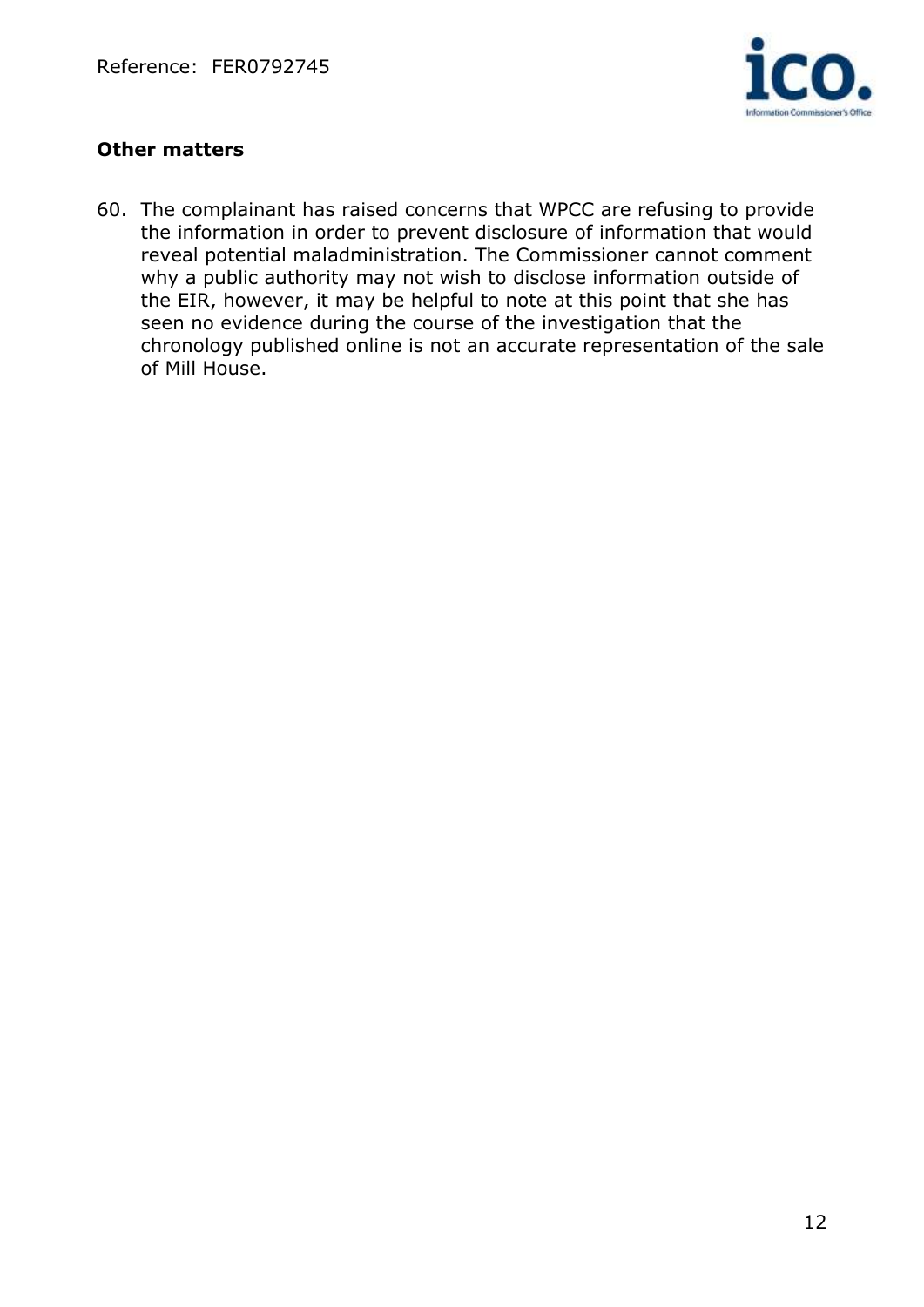## Other matters

60. The complainant has raised concerns that WPCC are refusing to provide the information in order to prevent disclosure of information that would reveal potential maladministration. The Commissioner cannot comment why a public authority may not wish to disclose information outside of the EIR, however, it may be helpful to note at this point that she has seen no evidence during the course of the investigation that the chronology published online is not an accurate representation of the sale of Mill House.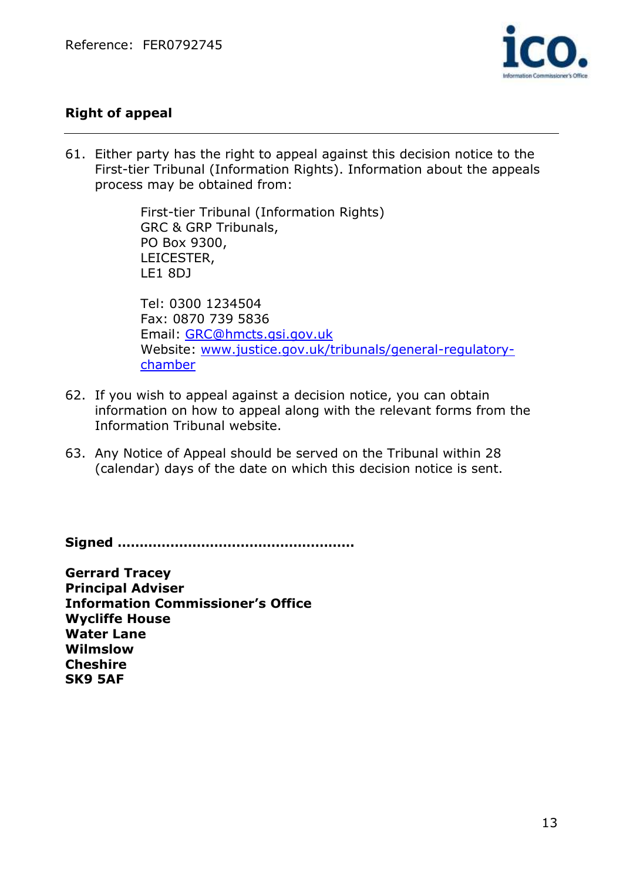## Right of appeal

61. Either party has the right to appeal against this decision notice to the First-tier Tribunal (Information Rights). Information about the appeals process may be obtained from:

 First-tier Tribunal (Information Rights)
 GRC & GRP Tribunals,
 PO Box 9300,
 LEICESTER,
 LE1 8DJ

 Tel: 0300 1234504
 Fax: 0870 739 5836
 Email: GRC@hmcts.gsi.gov.uk
 Website: www.justice.gov.uk/tribunals/general-regulatory-chamber

62. If you wish to appeal against a decision notice, you can obtain information on how to appeal along with the relevant forms from the Information Tribunal website.

63. Any Notice of Appeal should be served on the Tribunal within 28 (calendar) days of the date on which this decision notice is sent.

**Signed …………………………………………….**

**Gerrard Tracey**
**Principal Adviser**
**Information Commissioner's Office**
**Wycliffe House**
**Water Lane**
**Wilmslow**
**Cheshire**
**SK9 5AF**